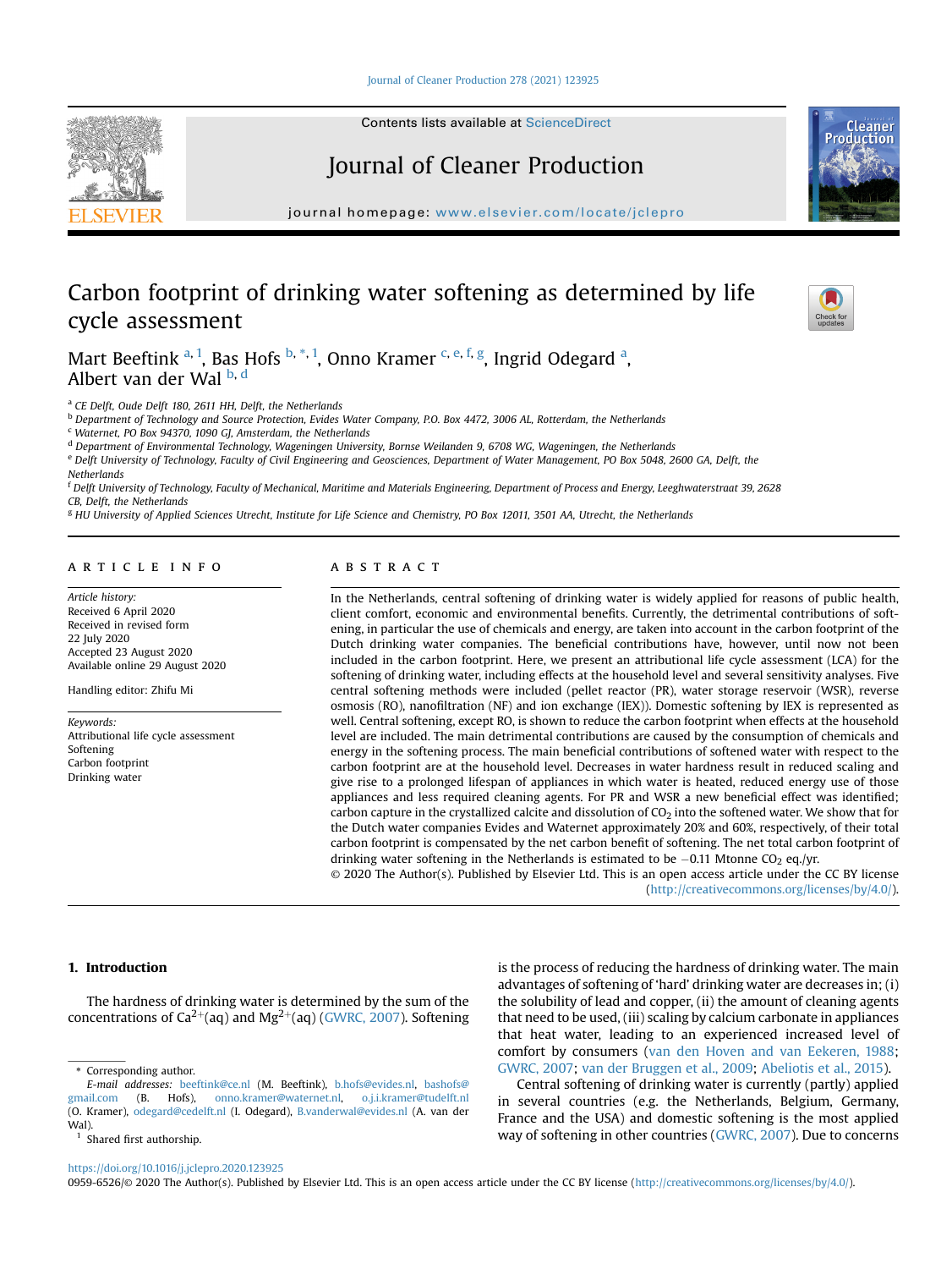# Carbon footprint of drinking water softening as determined by life cycle assessment

Mart Beeftink [a, 1], Bas Hofs [b, *, 1], Onno Kramer [c, e, f, g], Ingrid Odegard [a], Albert van der Wal [b, d]

[a] CE Delft, Oude Delft 180, 2611 HH, Delft, the Netherlands
[b] Department of Technology and Source Protection, Evides Water Company, P.O. Box 4472, 3006 AL, Rotterdam, the Netherlands
[c] Waternet, PO Box 94370, 1090 GJ, Amsterdam, the Netherlands
[d] Department of Environmental Technology, Wageningen University, Bornse Weilanden 9, 6708 WG, Wageningen, the Netherlands
[e] Delft University of Technology, Faculty of Civil Engineering and Geosciences, Department of Water Management, PO Box 5048, 2600 GA, Delft, the Netherlands
[f] Delft University of Technology, Faculty of Mechanical, Maritime and Materials Engineering, Department of Process and Energy, Leeghwaterstraat 39, 2628 CB, Delft, the Netherlands
[g] HU University of Applied Sciences Utrecht, Institute for Life Science and Chemistry, PO Box 12011, 3501 AA, Utrecht, the Netherlands

## ARTICLE INFO

*Article history:*
Received 6 April 2020
Received in revised form 22 July 2020
Accepted 23 August 2020
Available online 29 August 2020

Handling editor: Zhifu Mi

*Keywords:*
Attributional life cycle assessment
Softening
Carbon footprint
Drinking water

## ABSTRACT

In the Netherlands, central softening of drinking water is widely applied for reasons of public health, client comfort, economic and environmental benefits. Currently, the detrimental contributions of softening, in particular the use of chemicals and energy, are taken into account in the carbon footprint of the Dutch drinking water companies. The beneficial contributions have, however, until now not been included in the carbon footprint. Here, we present an attributional life cycle assessment (LCA) for the softening of drinking water, including effects at the household level and several sensitivity analyses. Five central softening methods were included (pellet reactor (PR), water storage reservoir (WSR), reverse osmosis (RO), nanofiltration (NF) and ion exchange (IEX)). Domestic softening by IEX is represented as well. Central softening, except RO, is shown to reduce the carbon footprint when effects at the household level are included. The main detrimental contributions are caused by the consumption of chemicals and energy in the softening process. The main beneficial contributions of softened water with respect to the carbon footprint are at the household level. Decreases in water hardness result in reduced scaling and give rise to a prolonged lifespan of appliances in which water is heated, reduced energy use of those appliances and less required cleaning agents. For PR and WSR a new beneficial effect was identified; carbon capture in the crystallized calcite and dissolution of $CO_2$ into the softened water. We show that for the Dutch water companies Evides and Waternet approximately 20% and 60%, respectively, of their total carbon footprint is compensated by the net carbon benefit of softening. The net total carbon footprint of drinking water softening in the Netherlands is estimated to be −0.11 Mtonne $CO_2$ eq./yr.

© 2020 The Author(s). Published by Elsevier Ltd. This is an open access article under the CC BY license (http://creativecommons.org/licenses/by/4.0/).

## 1. Introduction

The hardness of drinking water is determined by the sum of the concentrations of $Ca^{2+}$(aq) and $Mg^{2+}$(aq) (GWRC, 2007). Softening is the process of reducing the hardness of drinking water. The main advantages of softening of 'hard' drinking water are decreases in; (i) the solubility of lead and copper, (ii) the amount of cleaning agents that need to be used, (iii) scaling by calcium carbonate in appliances that heat water, leading to an experienced increased level of comfort by consumers (van den Hoven and van Eekeren, 1988; GWRC, 2007; van der Bruggen et al., 2009; Abeliotis et al., 2015).

Central softening of drinking water is currently (partly) applied in several countries (e.g. the Netherlands, Belgium, Germany, France and the USA) and domestic softening is the most applied way of softening in other countries (GWRC, 2007). Due to concerns

\* Corresponding author.
*E-mail addresses:* beeftink@ce.nl (M. Beeftink), b.hofs@evides.nl, bashofs@gmail.com (B. Hofs), onno.kramer@waternet.nl, o.j.i.kramer@tudelft.nl (O. Kramer), odegard@cedelft.nl (I. Odegard), B.vanderwal@evides.nl (A. van der Wal).
[1] Shared first authorship.

https://doi.org/10.1016/j.jclepro.2020.123925
0959-6526/© 2020 The Author(s). Published by Elsevier Ltd. This is an open access article under the CC BY license (http://creativecommons.org/licenses/by/4.0/).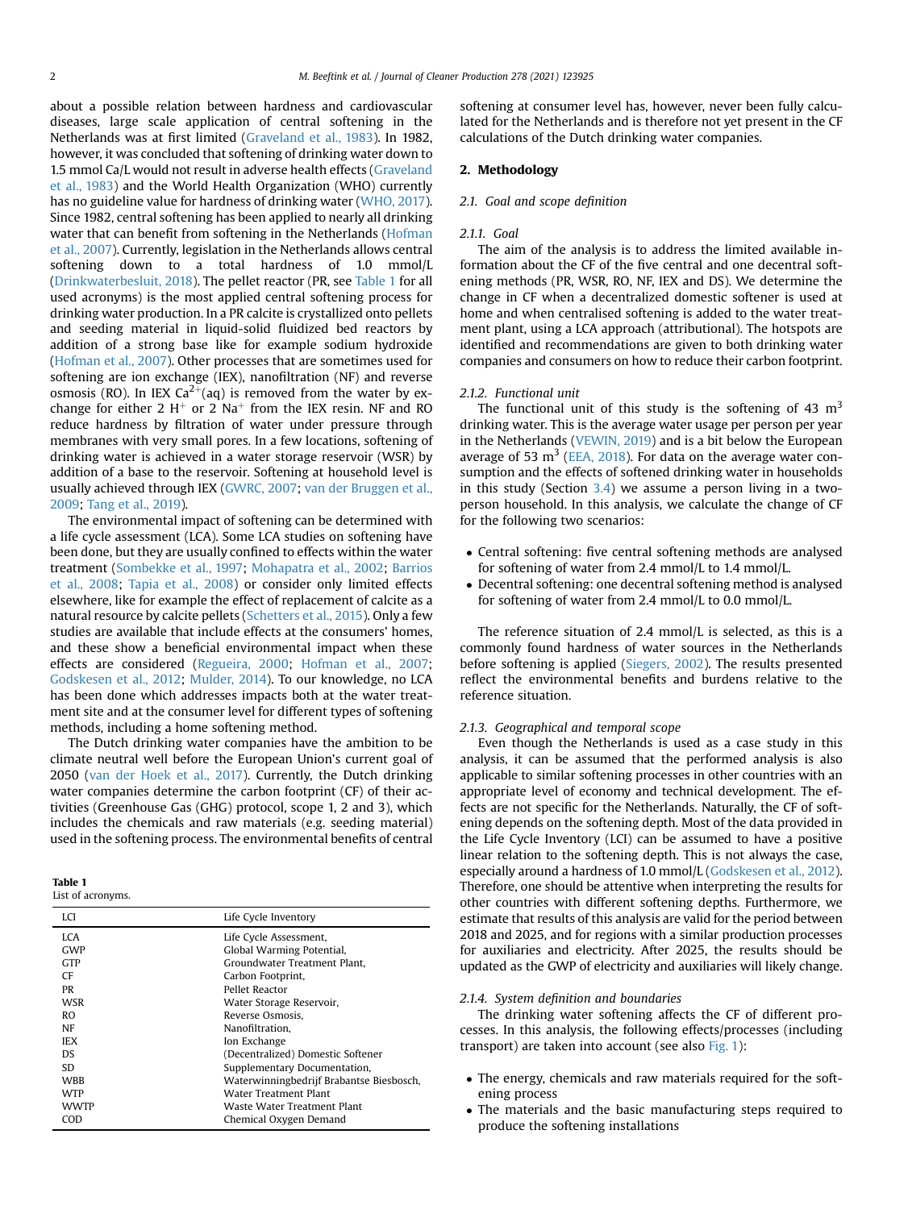about a possible relation between hardness and cardiovascular diseases, large scale application of central softening in the Netherlands was at first limited (Graveland et al., 1983). In 1982, however, it was concluded that softening of drinking water down to 1.5 mmol Ca/L would not result in adverse health effects (Graveland et al., 1983) and the World Health Organization (WHO) currently has no guideline value for hardness of drinking water (WHO, 2017). Since 1982, central softening has been applied to nearly all drinking water that can benefit from softening in the Netherlands (Hofman et al., 2007). Currently, legislation in the Netherlands allows central softening down to a total hardness of 1.0 mmol/L (Drinkwaterbesluit, 2018). The pellet reactor (PR, see Table 1 for all used acronyms) is the most applied central softening process for drinking water production. In a PR calcite is crystallized onto pellets and seeding material in liquid-solid fluidized bed reactors by addition of a strong base like for example sodium hydroxide (Hofman et al., 2007). Other processes that are sometimes used for softening are ion exchange (IEX), nanofiltration (NF) and reverse osmosis (RO). In IEX $Ca^{2+}(aq)$ is removed from the water by exchange for either 2 $H^{+}$ or 2 $Na^{+}$ from the IEX resin. NF and RO reduce hardness by filtration of water under pressure through membranes with very small pores. In a few locations, softening of drinking water is achieved in a water storage reservoir (WSR) by addition of a base to the reservoir. Softening at household level is usually achieved through IEX (GWRC, 2007; van der Bruggen et al., 2009; Tang et al., 2019).

The environmental impact of softening can be determined with a life cycle assessment (LCA). Some LCA studies on softening have been done, but they are usually confined to effects within the water treatment (Sombekke et al., 1997; Mohapatra et al., 2002; Barrios et al., 2008; Tapia et al., 2008) or consider only limited effects elsewhere, like for example the effect of replacement of calcite as a natural resource by calcite pellets (Schetters et al., 2015). Only a few studies are available that include effects at the consumers' homes, and these show a beneficial environmental impact when these effects are considered (Regueira, 2000; Hofman et al., 2007; Godskesen et al., 2012; Mulder, 2014). To our knowledge, no LCA has been done which addresses impacts both at the water treatment site and at the consumer level for different types of softening methods, including a home softening method.

The Dutch drinking water companies have the ambition to be climate neutral well before the European Union's current goal of 2050 (van der Hoek et al., 2017). Currently, the Dutch drinking water companies determine the carbon footprint (CF) of their activities (Greenhouse Gas (GHG) protocol, scope 1, 2 and 3), which includes the chemicals and raw materials (e.g. seeding material) used in the softening process. The environmental benefits of central softening at consumer level has, however, never been fully calculated for the Netherlands and is therefore not yet present in the CF calculations of the Dutch drinking water companies.

**Table 1**
List of acronyms.

| LCI | Life Cycle Inventory |
|---|---|
| LCA | Life Cycle Assessment, |
| GWP | Global Warming Potential, |
| GTP | Groundwater Treatment Plant, |
| CF | Carbon Footprint, |
| PR | Pellet Reactor |
| WSR | Water Storage Reservoir, |
| RO | Reverse Osmosis, |
| NF | Nanofiltration, |
| IEX | Ion Exchange |
| DS | (Decentralized) Domestic Softener |
| SD | Supplementary Documentation, |
| WBB | Waterwinningbedrijf Brabantse Biesbosch, |
| WTP | Water Treatment Plant |
| WWTP | Waste Water Treatment Plant |
| COD | Chemical Oxygen Demand |

## 2. Methodology

### 2.1. Goal and scope definition

#### 2.1.1. Goal

The aim of the analysis is to address the limited available information about the CF of the five central and one decentral softening methods (PR, WSR, RO, NF, IEX and DS). We determine the change in CF when a decentralized domestic softener is used at home and when centralised softening is added to the water treatment plant, using a LCA approach (attributional). The hotspots are identified and recommendations are given to both drinking water companies and consumers on how to reduce their carbon footprint.

#### 2.1.2. Functional unit

The functional unit of this study is the softening of 43 $m^3$ drinking water. This is the average water usage per person per year in the Netherlands (VEWIN, 2019) and is a bit below the European average of 53 $m^3$ (EEA, 2018). For data on the average water consumption and the effects of softened drinking water in households in this study (Section 3.4) we assume a person living in a two-person household. In this analysis, we calculate the change of CF for the following two scenarios:

- Central softening: five central softening methods are analysed for softening of water from 2.4 mmol/L to 1.4 mmol/L.
- Decentral softening: one decentral softening method is analysed for softening of water from 2.4 mmol/L to 0.0 mmol/L.

The reference situation of 2.4 mmol/L is selected, as this is a commonly found hardness of water sources in the Netherlands before softening is applied (Siegers, 2002). The results presented reflect the environmental benefits and burdens relative to the reference situation.

#### 2.1.3. Geographical and temporal scope

Even though the Netherlands is used as a case study in this analysis, it can be assumed that the performed analysis is also applicable to similar softening processes in other countries with an appropriate level of economy and technical development. The effects are not specific for the Netherlands. Naturally, the CF of softening depends on the softening depth. Most of the data provided in the Life Cycle Inventory (LCI) can be assumed to have a positive linear relation to the softening depth. This is not always the case, especially around a hardness of 1.0 mmol/L (Godskesen et al., 2012). Therefore, one should be attentive when interpreting the results for other countries with different softening depths. Furthermore, we estimate that results of this analysis are valid for the period between 2018 and 2025, and for regions with a similar production processes for auxiliaries and electricity. After 2025, the results should be updated as the GWP of electricity and auxiliaries will likely change.

#### 2.1.4. System definition and boundaries

The drinking water softening affects the CF of different processes. In this analysis, the following effects/processes (including transport) are taken into account (see also Fig. 1):

- The energy, chemicals and raw materials required for the softening process
- The materials and the basic manufacturing steps required to produce the softening installations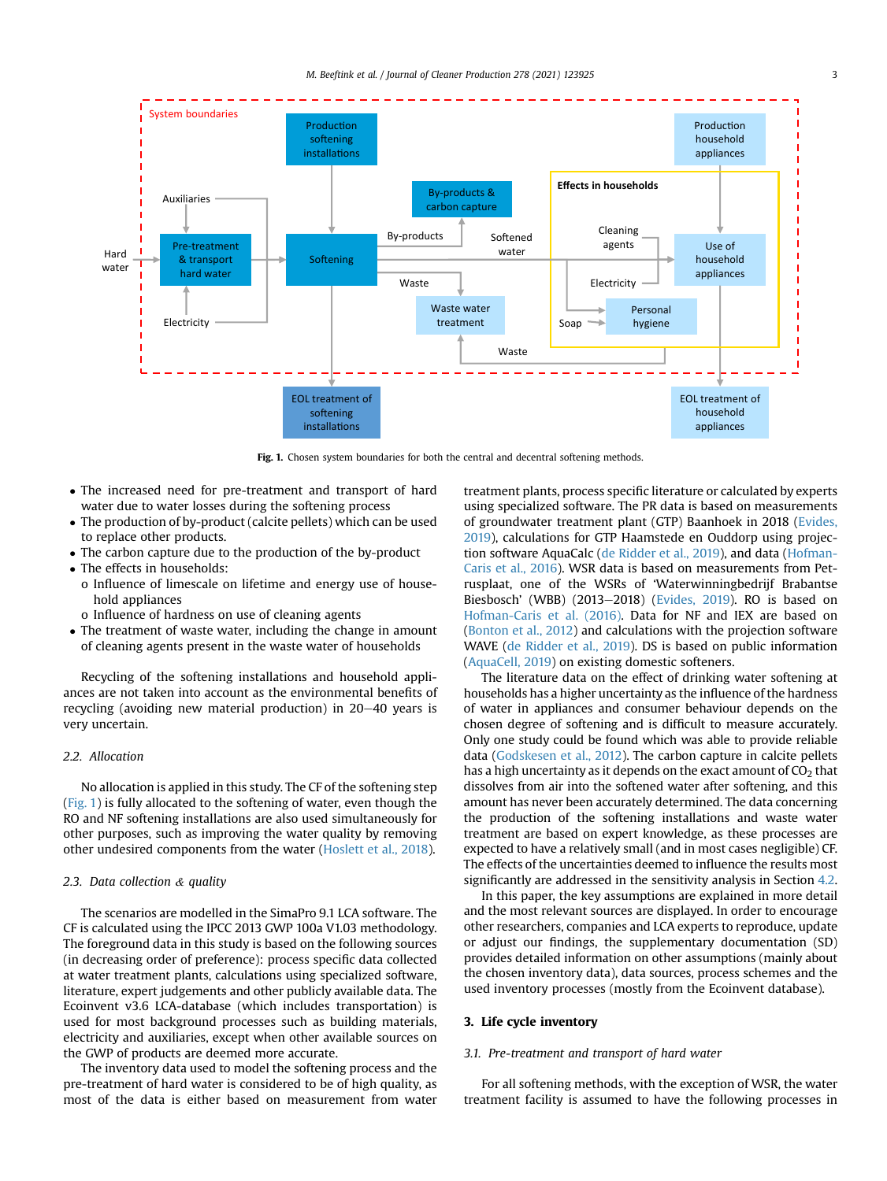Fig. 1. Chosen system boundaries for both the central and decentral softening methods.

- The increased need for pre-treatment and transport of hard water due to water losses during the softening process
- The production of by-product (calcite pellets) which can be used to replace other products.
- The carbon capture due to the production of the by-product
- The effects in households:
  - o Influence of limescale on lifetime and energy use of household appliances
  - o Influence of hardness on use of cleaning agents
- The treatment of waste water, including the change in amount of cleaning agents present in the waste water of households

Recycling of the softening installations and household appliances are not taken into account as the environmental benefits of recycling (avoiding new material production) in 20–40 years is very uncertain.

### 2.2. Allocation

No allocation is applied in this study. The CF of the softening step (Fig. 1) is fully allocated to the softening of water, even though the RO and NF softening installations are also used simultaneously for other purposes, such as improving the water quality by removing other undesired components from the water (Hoslett et al., 2018).

### 2.3. Data collection & quality

The scenarios are modelled in the SimaPro 9.1 LCA software. The CF is calculated using the IPCC 2013 GWP 100a V1.03 methodology. The foreground data in this study is based on the following sources (in decreasing order of preference): process specific data collected at water treatment plants, calculations using specialized software, literature, expert judgements and other publicly available data. The Ecoinvent v3.6 LCA-database (which includes transportation) is used for most background processes such as building materials, electricity and auxiliaries, except when other available sources on the GWP of products are deemed more accurate.

The inventory data used to model the softening process and the pre-treatment of hard water is considered to be of high quality, as most of the data is either based on measurement from water treatment plants, process specific literature or calculated by experts using specialized software. The PR data is based on measurements of groundwater treatment plant (GTP) Baanhoek in 2018 (Evides, 2019), calculations for GTP Haamstede en Ouddorp using projection software AquaCalc (de Ridder et al., 2019), and data (Hofman-Caris et al., 2016). WSR data is based on measurements from Petrusplaat, one of the WSRs of 'Waterwinningbedrijf Brabantse Biesbosch' (WBB) (2013–2018) (Evides, 2019). RO is based on Hofman-Caris et al. (2016). Data for NF and IEX are based on (Bonton et al., 2012) and calculations with the projection software WAVE (de Ridder et al., 2019). DS is based on public information (AquaCell, 2019) on existing domestic softeners.

The literature data on the effect of drinking water softening at households has a higher uncertainty as the influence of the hardness of water in appliances and consumer behaviour depends on the chosen degree of softening and is difficult to measure accurately. Only one study could be found which was able to provide reliable data (Godskesen et al., 2012). The carbon capture in calcite pellets has a high uncertainty as it depends on the exact amount of $CO_2$ that dissolves from air into the softened water after softening, and this amount has never been accurately determined. The data concerning the production of the softening installations and waste water treatment are based on expert knowledge, as these processes are expected to have a relatively small (and in most cases negligible) CF. The effects of the uncertainties deemed to influence the results most significantly are addressed in the sensitivity analysis in Section 4.2.

In this paper, the key assumptions are explained in more detail and the most relevant sources are displayed. In order to encourage other researchers, companies and LCA experts to reproduce, update or adjust our findings, the supplementary documentation (SD) provides detailed information on other assumptions (mainly about the chosen inventory data), data sources, process schemes and the used inventory processes (mostly from the Ecoinvent database).

## 3. Life cycle inventory

### 3.1. Pre-treatment and transport of hard water

For all softening methods, with the exception of WSR, the water treatment facility is assumed to have the following processes in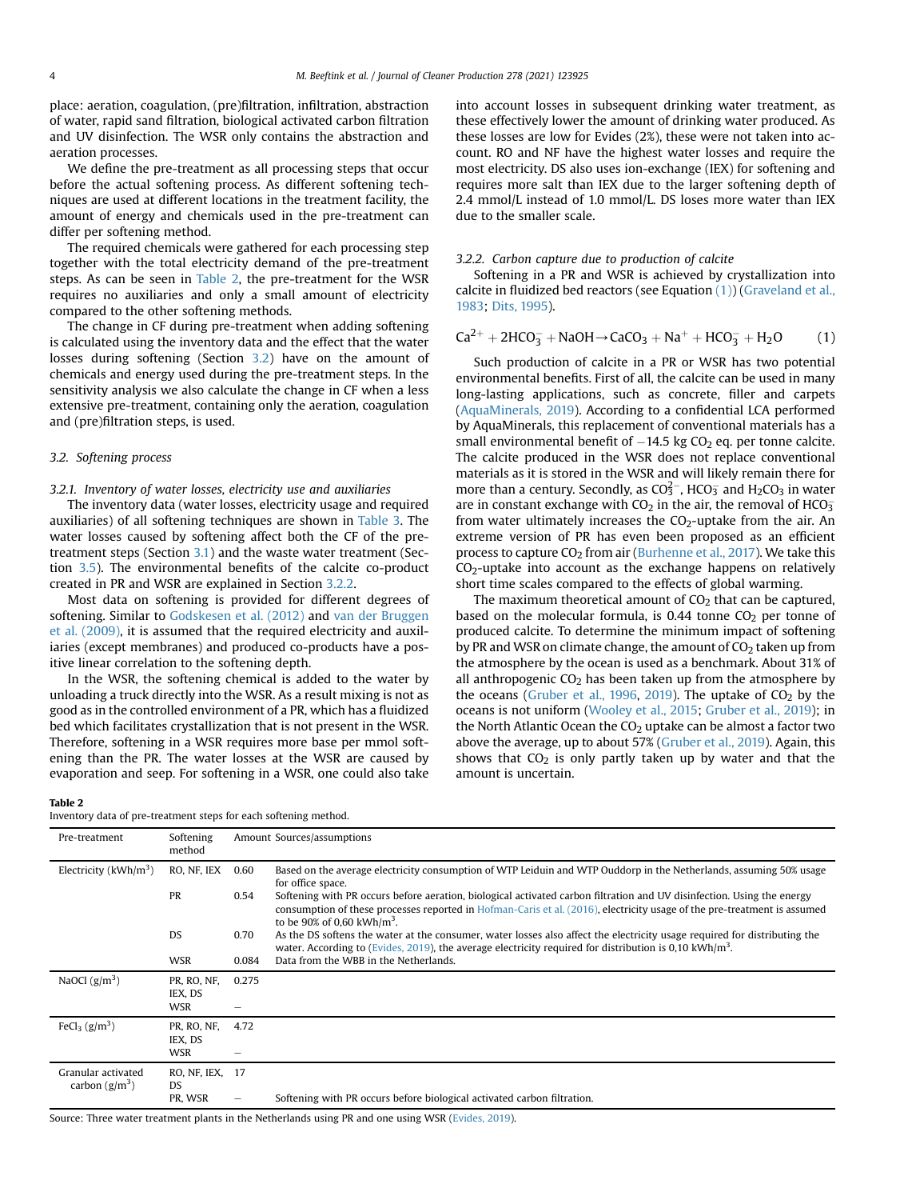place: aeration, coagulation, (pre)filtration, infiltration, abstraction of water, rapid sand filtration, biological activated carbon filtration and UV disinfection. The WSR only contains the abstraction and aeration processes.

We define the pre-treatment as all processing steps that occur before the actual softening process. As different softening techniques are used at different locations in the treatment facility, the amount of energy and chemicals used in the pre-treatment can differ per softening method.

The required chemicals were gathered for each processing step together with the total electricity demand of the pre-treatment steps. As can be seen in Table 2, the pre-treatment for the WSR requires no auxiliaries and only a small amount of electricity compared to the other softening methods.

The change in CF during pre-treatment when adding softening is calculated using the inventory data and the effect that the water losses during softening (Section 3.2) have on the amount of chemicals and energy used during the pre-treatment steps. In the sensitivity analysis we also calculate the change in CF when a less extensive pre-treatment, containing only the aeration, coagulation and (pre)filtration steps, is used.

### 3.2. Softening process

#### 3.2.1. Inventory of water losses, electricity use and auxiliaries

The inventory data (water losses, electricity usage and required auxiliaries) of all softening techniques are shown in Table 3. The water losses caused by softening affect both the CF of the pre-treatment steps (Section 3.1) and the waste water treatment (Section 3.5). The environmental benefits of the calcite co-product created in PR and WSR are explained in Section 3.2.2.

Most data on softening is provided for different degrees of softening. Similar to Godskesen et al. (2012) and van der Bruggen et al. (2009), it is assumed that the required electricity and auxiliaries (except membranes) and produced co-products have a positive linear correlation to the softening depth.

In the WSR, the softening chemical is added to the water by unloading a truck directly into the WSR. As a result mixing is not as good as in the controlled environment of a PR, which has a fluidized bed which facilitates crystallization that is not present in the WSR. Therefore, softening in a WSR requires more base per mmol softening than the PR. The water losses at the WSR are caused by evaporation and seep. For softening in a WSR, one could also take into account losses in subsequent drinking water treatment, as these effectively lower the amount of drinking water produced. As these losses are low for Evides (2%), these were not taken into account. RO and NF have the highest water losses and require the most electricity. DS also uses ion-exchange (IEX) for softening and requires more salt than IEX due to the larger softening depth of 2.4 mmol/L instead of 1.0 mmol/L. DS loses more water than IEX due to the smaller scale.

#### 3.2.2. Carbon capture due to production of calcite

Softening in a PR and WSR is achieved by crystallization into calcite in fluidized bed reactors (see Equation (1)) (Graveland et al., 1983; Dits, 1995).

$$Ca^{2+} + 2HCO_3^- + NaOH \rightarrow CaCO_3 + Na^+ + HCO_3^- + H_2O \qquad (1)$$

Such production of calcite in a PR or WSR has two potential environmental benefits. First of all, the calcite can be used in many long-lasting applications, such as concrete, filler and carpets (AquaMinerals, 2019). According to a confidential LCA performed by AquaMinerals, this replacement of conventional materials has a small environmental benefit of −14.5 kg $CO_2$ eq. per tonne calcite. The calcite produced in the WSR does not replace conventional materials as it is stored in the WSR and will likely remain there for more than a century. Secondly, as $CO_3^{2-}$, $HCO_3^-$ and $H_2CO_3$ in water are in constant exchange with $CO_2$ in the air, the removal of $HCO_3^-$ from water ultimately increases the $CO_2$-uptake from the air. An extreme version of PR has even been proposed as an efficient process to capture $CO_2$ from air (Burhenne et al., 2017). We take this $CO_2$-uptake into account as the exchange happens on relatively short time scales compared to the effects of global warming.

The maximum theoretical amount of $CO_2$ that can be captured, based on the molecular formula, is 0.44 tonne $CO_2$ per tonne of produced calcite. To determine the minimum impact of softening by PR and WSR on climate change, the amount of $CO_2$ taken up from the atmosphere by the ocean is used as a benchmark. About 31% of all anthropogenic $CO_2$ has been taken up from the atmosphere by the oceans (Gruber et al., 1996, 2019). The uptake of $CO_2$ by the oceans is not uniform (Wooley et al., 2015; Gruber et al., 2019); in the North Atlantic Ocean the $CO_2$ uptake can be almost a factor two above the average, up to about 57% (Gruber et al., 2019). Again, this shows that $CO_2$ is only partly taken up by water and that the amount is uncertain.

**Table 2**
Inventory data of pre-treatment steps for each softening method.

| Pre-treatment | Softening method | Amount | Sources/assumptions |
|---|---|---|---|
| Electricity (kWh/m$^3$) | RO, NF, IEX | 0.60 | Based on the average electricity consumption of WTP Leiduin and WTP Ouddorp in the Netherlands, assuming 50% usage for office space. |
| | PR | 0.54 | Softening with PR occurs before aeration, biological activated carbon filtration and UV disinfection. Using the energy consumption of these processes reported in Hofman-Caris et al. (2016), electricity usage of the pre-treatment is assumed to be 90% of 0,60 kWh/m$^3$. |
| | DS | 0.70 | As the DS softens the water at the consumer, water losses also affect the electricity usage required for distributing the water. According to (Evides, 2019), the average electricity required for distribution is 0,10 kWh/m$^3$. |
| | WSR | 0.084 | Data from the WBB in the Netherlands. |
| NaOCl (g/m$^3$) | PR, RO, NF, IEX, DS | 0.275 | |
| | WSR | – | |
| $FeCl_3$ (g/m$^3$) | PR, RO, NF, IEX, DS | 4.72 | |
| | WSR | – | |
| Granular activated carbon (g/m$^3$) | RO, NF, IEX, DS | 17 | |
| | PR, WSR | – | Softening with PR occurs before biological activated carbon filtration. |

Source: Three water treatment plants in the Netherlands using PR and one using WSR (Evides, 2019).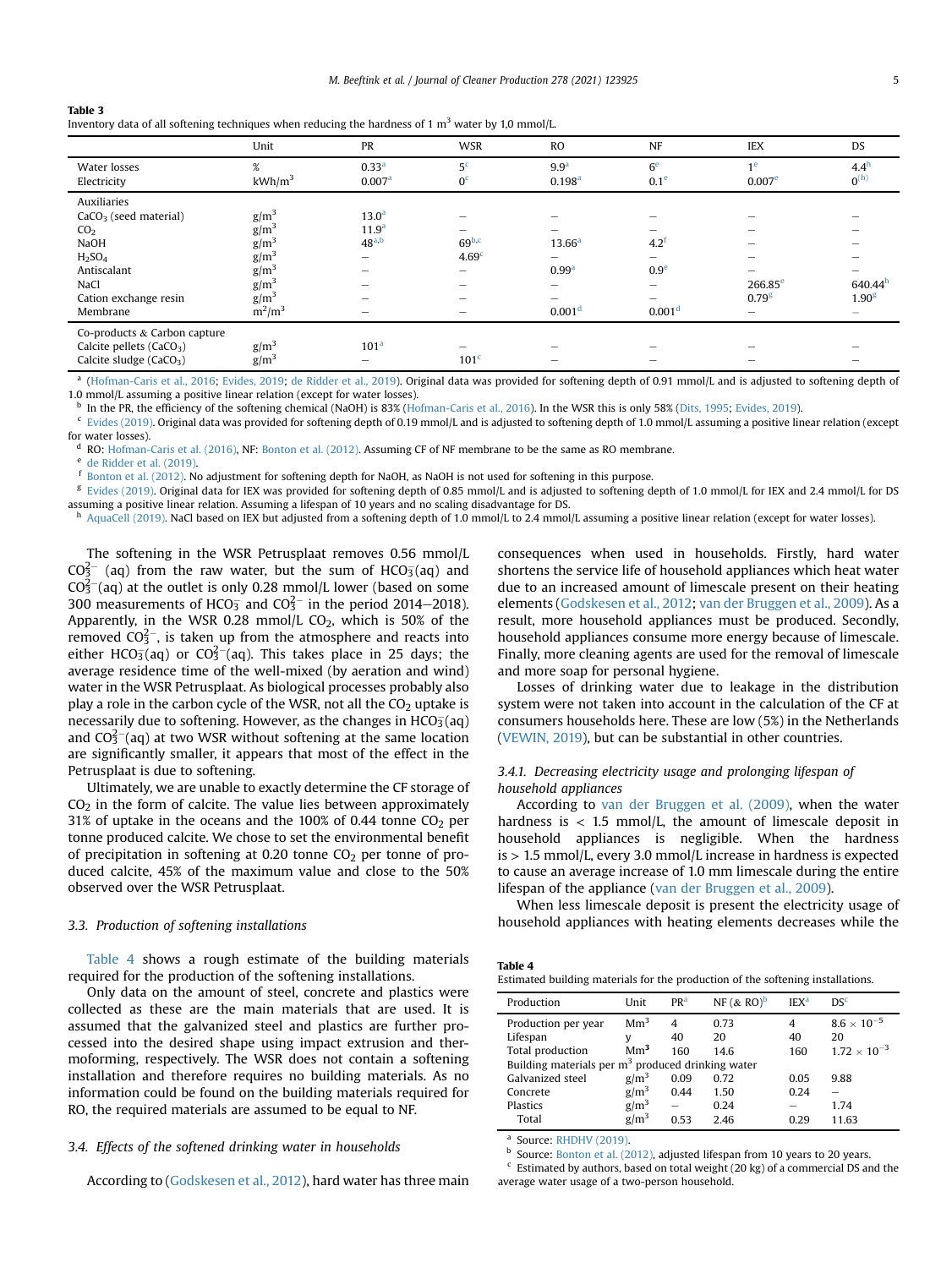**Table 3**
Inventory data of all softening techniques when reducing the hardness of 1 $m^3$ water by 1,0 mmol/L.

| | Unit | PR | WSR | RO | NF | IEX | DS |
|---|---|---|---|---|---|---|---|
| Water losses | % | 0.33[a] | 5[c] | 9.9[a] | 6[e] | 1[e] | 4.4[h] |
| Electricity | $kWh/m^3$ | 0.007[a] | 0[c] | 0.198[a] | 0.1[e] | 0.007[e] | 0[(h)] |
| Auxiliaries | | | | | | | |
| $CaCO_3$ (seed material) | $g/m^3$ | 13.0[a] | – | – | – | – | – |
| $CO_2$ | $g/m^3$ | 11.9[a] | – | – | – | – | – |
| NaOH | $g/m^3$ | 48[a,b] | 69[b,c] | 13.66[a] | 4.2[f] | – | – |
| $H_2SO_4$ | $g/m^3$ | – | 4.69[c] | – | – | – | – |
| Antiscalant | $g/m^3$ | – | – | 0.99[a] | 0.9[e] | – | – |
| NaCl | $g/m^3$ | – | – | – | – | 266.85[e] | 640.44[h] |
| Cation exchange resin | $g/m^3$ | – | – | – | – | 0.79[g] | 1.90[g] |
| Membrane | $m^2/m^3$ | – | – | 0.001[d] | 0.001[d] | – | – |
| Co-products & Carbon capture | | | | | | | |
| Calcite pellets ($CaCO_3$) | $g/m^3$ | 101[a] | – | – | – | – | – |
| Calcite sludge ($CaCO_3$) | $g/m^3$ | – | 101[c] | – | – | – | – |

[a] (Hofman-Caris et al., 2016; Evides, 2019; de Ridder et al., 2019). Original data was provided for softening depth of 0.91 mmol/L and is adjusted to softening depth of 1.0 mmol/L assuming a positive linear relation (except for water losses).
[b] In the PR, the efficiency of the softening chemical (NaOH) is 83% (Hofman-Caris et al., 2016). In the WSR this is only 58% (Dits, 1995; Evides, 2019).
[c] Evides (2019). Original data was provided for softening depth of 0.19 mmol/L and is adjusted to softening depth of 1.0 mmol/L assuming a positive linear relation (except for water losses).
[d] RO: Hofman-Caris et al. (2016), NF: Bonton et al. (2012). Assuming CF of NF membrane to be the same as RO membrane.
[e] de Ridder et al. (2019).
[f] Bonton et al. (2012). No adjustment for softening depth for NaOH, as NaOH is not used for softening in this purpose.
[g] Evides (2019). Original data for IEX was provided for softening depth of 0.85 mmol/L and is adjusted to softening depth of 1.0 mmol/L for IEX and 2.4 mmol/L for DS assuming a positive linear relation. Assuming a lifespan of 10 years and no scaling disadvantage for DS.
[h] AquaCell (2019). NaCl based on IEX but adjusted from a softening depth of 1.0 mmol/L to 2.4 mmol/L assuming a positive linear relation (except for water losses).

The softening in the WSR Petrusplaat removes 0.56 mmol/L $CO_3^{2-}$ (aq) from the raw water, but the sum of $HCO_3^-$(aq) and $CO_3^{2-}$(aq) at the outlet is only 0.28 mmol/L lower (based on some 300 measurements of $HCO_3^-$ and $CO_3^{2-}$ in the period 2014–2018). Apparently, in the WSR 0.28 mmol/L $CO_2$, which is 50% of the removed $CO_3^{2-}$, is taken up from the atmosphere and reacts into either $HCO_3^-$(aq) or $CO_3^{2-}$(aq). This takes place in 25 days; the average residence time of the well-mixed (by aeration and wind) water in the WSR Petrusplaat. As biological processes probably also play a role in the carbon cycle of the WSR, not all the $CO_2$ uptake is necessarily due to softening. However, as the changes in $HCO_3^-$(aq) and $CO_3^{2-}$(aq) at two WSR without softening at the same location are significantly smaller, it appears that most of the effect in the Petrusplaat is due to softening.

Ultimately, we are unable to exactly determine the CF storage of $CO_2$ in the form of calcite. The value lies between approximately 31% of uptake in the oceans and the 100% of 0.44 tonne $CO_2$ per tonne produced calcite. We chose to set the environmental benefit of precipitation in softening at 0.20 tonne $CO_2$ per tonne of produced calcite, 45% of the maximum value and close to the 50% observed over the WSR Petrusplaat.

### 3.3. Production of softening installations

Table 4 shows a rough estimate of the building materials required for the production of the softening installations.

Only data on the amount of steel, concrete and plastics were collected as these are the main materials that are used. It is assumed that the galvanized steel and plastics are further processed into the desired shape using impact extrusion and thermoforming, respectively. The WSR does not contain a softening installation and therefore requires no building materials. As no information could be found on the building materials required for RO, the required materials are assumed to be equal to NF.

### 3.4. Effects of the softened drinking water in households

According to (Godskesen et al., 2012), hard water has three main consequences when used in households. Firstly, hard water shortens the service life of household appliances which heat water due to an increased amount of limescale present on their heating elements (Godskesen et al., 2012; van der Bruggen et al., 2009). As a result, more household appliances must be produced. Secondly, household appliances consume more energy because of limescale. Finally, more cleaning agents are used for the removal of limescale and more soap for personal hygiene.

Losses of drinking water due to leakage in the distribution system were not taken into account in the calculation of the CF at consumers households here. These are low (5%) in the Netherlands (VEWIN, 2019), but can be substantial in other countries.

#### 3.4.1. Decreasing electricity usage and prolonging lifespan of household appliances

According to van der Bruggen et al. (2009), when the water hardness is < 1.5 mmol/L, the amount of limescale deposit in household appliances is negligible. When the hardness is > 1.5 mmol/L, every 3.0 mmol/L increase in hardness is expected to cause an average increase of 1.0 mm limescale during the entire lifespan of the appliance (van der Bruggen et al., 2009).

When less limescale deposit is present the electricity usage of household appliances with heating elements decreases while the

**Table 4**
Estimated building materials for the production of the softening installations.

| Production | Unit | PR[a] | NF (& RO)[b] | IEX[a] | DS[c] |
|---|---|---|---|---|---|
| Production per year | $Mm^3$ | 4 | 0.73 | 4 | $8.6 \times 10^{-5}$ |
| Lifespan | y | 40 | 20 | 40 | 20 |
| Total production | $Mm^3$ | 160 | 14.6 | 160 | $1.72 \times 10^{-3}$ |
| Building materials per $m^3$ produced drinking water | | | | | |
| Galvanized steel | $g/m^3$ | 0.09 | 0.72 | 0.05 | 9.88 |
| Concrete | $g/m^3$ | 0.44 | 1.50 | 0.24 | – |
| Plastics | $g/m^3$ | – | 0.24 | – | 1.74 |
| Total | $g/m^3$ | 0.53 | 2.46 | 0.29 | 11.63 |

[a] Source: RHDHV (2019).
[b] Source: Bonton et al. (2012), adjusted lifespan from 10 years to 20 years.
[c] Estimated by authors, based on total weight (20 kg) of a commercial DS and the average water usage of a two-person household.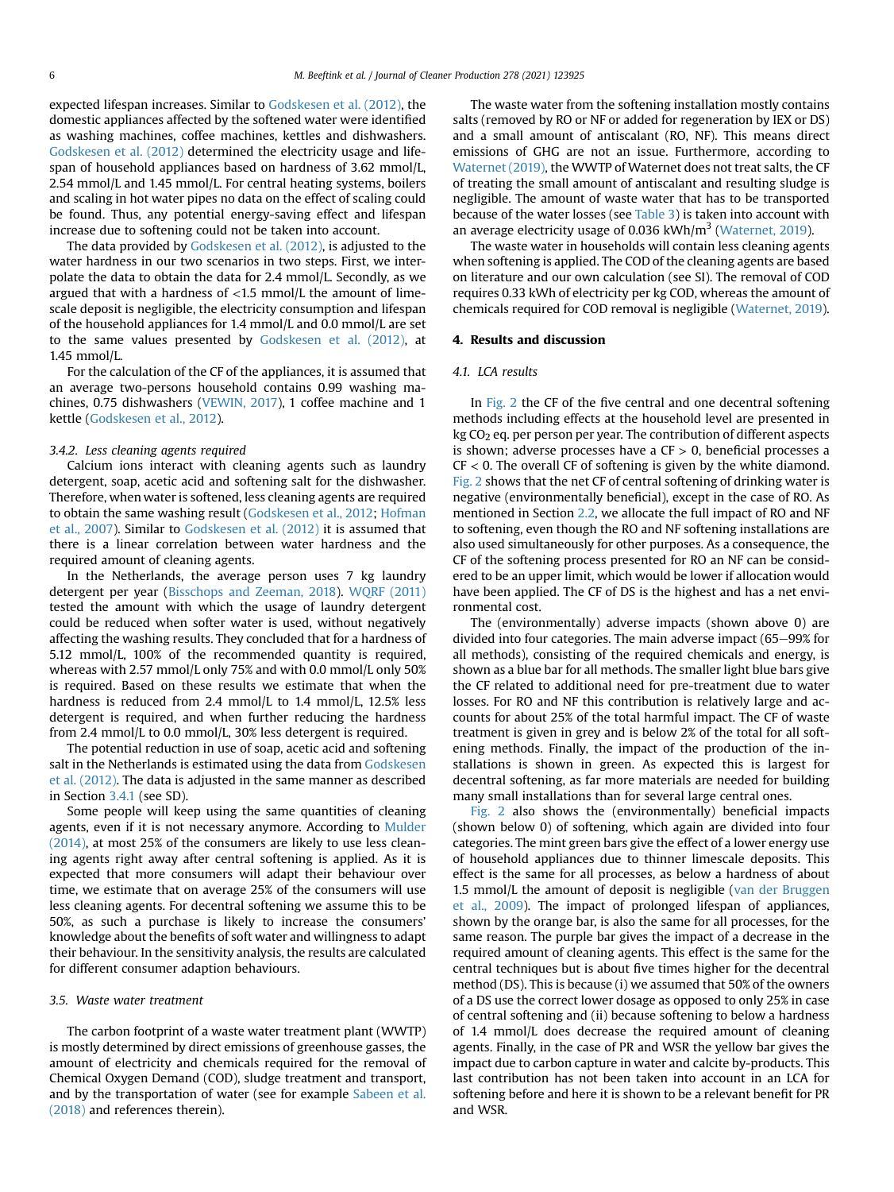expected lifespan increases. Similar to Godskesen et al. (2012), the domestic appliances affected by the softened water were identified as washing machines, coffee machines, kettles and dishwashers. Godskesen et al. (2012) determined the electricity usage and lifespan of household appliances based on hardness of 3.62 mmol/L, 2.54 mmol/L and 1.45 mmol/L. For central heating systems, boilers and scaling in hot water pipes no data on the effect of scaling could be found. Thus, any potential energy-saving effect and lifespan increase due to softening could not be taken into account.

The data provided by Godskesen et al. (2012), is adjusted to the water hardness in our two scenarios in two steps. First, we interpolate the data to obtain the data for 2.4 mmol/L. Secondly, as we argued that with a hardness of <1.5 mmol/L the amount of limescale deposit is negligible, the electricity consumption and lifespan of the household appliances for 1.4 mmol/L and 0.0 mmol/L are set to the same values presented by Godskesen et al. (2012), at 1.45 mmol/L.

For the calculation of the CF of the appliances, it is assumed that an average two-persons household contains 0.99 washing machines, 0.75 dishwashers (VEWIN, 2017), 1 coffee machine and 1 kettle (Godskesen et al., 2012).

### 3.4.2. Less cleaning agents required

Calcium ions interact with cleaning agents such as laundry detergent, soap, acetic acid and softening salt for the dishwasher. Therefore, when water is softened, less cleaning agents are required to obtain the same washing result (Godskesen et al., 2012; Hofman et al., 2007). Similar to Godskesen et al. (2012) it is assumed that there is a linear correlation between water hardness and the required amount of cleaning agents.

In the Netherlands, the average person uses 7 kg laundry detergent per year (Bisschops and Zeeman, 2018). WQRF (2011) tested the amount with which the usage of laundry detergent could be reduced when softer water is used, without negatively affecting the washing results. They concluded that for a hardness of 5.12 mmol/L, 100% of the recommended quantity is required, whereas with 2.57 mmol/L only 75% and with 0.0 mmol/L only 50% is required. Based on these results we estimate that when the hardness is reduced from 2.4 mmol/L to 1.4 mmol/L, 12.5% less detergent is required, and when further reducing the hardness from 2.4 mmol/L to 0.0 mmol/L, 30% less detergent is required.

The potential reduction in use of soap, acetic acid and softening salt in the Netherlands is estimated using the data from Godskesen et al. (2012). The data is adjusted in the same manner as described in Section 3.4.1 (see SD).

Some people will keep using the same quantities of cleaning agents, even if it is not necessary anymore. According to Mulder (2014), at most 25% of the consumers are likely to use less cleaning agents right away after central softening is applied. As it is expected that more consumers will adapt their behaviour over time, we estimate that on average 25% of the consumers will use less cleaning agents. For decentral softening we assume this to be 50%, as such a purchase is likely to increase the consumers' knowledge about the benefits of soft water and willingness to adapt their behaviour. In the sensitivity analysis, the results are calculated for different consumer adaption behaviours.

### 3.5. Waste water treatment

The carbon footprint of a waste water treatment plant (WWTP) is mostly determined by direct emissions of greenhouse gasses, the amount of electricity and chemicals required for the removal of Chemical Oxygen Demand (COD), sludge treatment and transport, and by the transportation of water (see for example Sabeen et al. (2018) and references therein).

The waste water from the softening installation mostly contains salts (removed by RO or NF or added for regeneration by IEX or DS) and a small amount of antiscalant (RO, NF). This means direct emissions of GHG are not an issue. Furthermore, according to Waternet (2019), the WWTP of Waternet does not treat salts, the CF of treating the small amount of antiscalant and resulting sludge is negligible. The amount of waste water that has to be transported because of the water losses (see Table 3) is taken into account with an average electricity usage of 0.036 kWh/m$^3$ (Waternet, 2019).

The waste water in households will contain less cleaning agents when softening is applied. The COD of the cleaning agents are based on literature and our own calculation (see SI). The removal of COD requires 0.33 kWh of electricity per kg COD, whereas the amount of chemicals required for COD removal is negligible (Waternet, 2019).

## 4. Results and discussion

### 4.1. LCA results

In Fig. 2 the CF of the five central and one decentral softening methods including effects at the household level are presented in kg $CO_2$ eq. per person per year. The contribution of different aspects is shown; adverse processes have a CF > 0, beneficial processes a CF < 0. The overall CF of softening is given by the white diamond. Fig. 2 shows that the net CF of central softening of drinking water is negative (environmentally beneficial), except in the case of RO. As mentioned in Section 2.2, we allocate the full impact of RO and NF to softening, even though the RO and NF softening installations are also used simultaneously for other purposes. As a consequence, the CF of the softening process presented for RO an NF can be considered to be an upper limit, which would be lower if allocation would have been applied. The CF of DS is the highest and has a net environmental cost.

The (environmentally) adverse impacts (shown above 0) are divided into four categories. The main adverse impact (65–99% for all methods), consisting of the required chemicals and energy, is shown as a blue bar for all methods. The smaller light blue bars give the CF related to additional need for pre-treatment due to water losses. For RO and NF this contribution is relatively large and accounts for about 25% of the total harmful impact. The CF of waste treatment is given in grey and is below 2% of the total for all softening methods. Finally, the impact of the production of the installations is shown in green. As expected this is largest for decentral softening, as far more materials are needed for building many small installations than for several large central ones.

Fig. 2 also shows the (environmentally) beneficial impacts (shown below 0) of softening, which again are divided into four categories. The mint green bars give the effect of a lower energy use of household appliances due to thinner limescale deposits. This effect is the same for all processes, as below a hardness of about 1.5 mmol/L the amount of deposit is negligible (van der Bruggen et al., 2009). The impact of prolonged lifespan of appliances, shown by the orange bar, is also the same for all processes, for the same reason. The purple bar gives the impact of a decrease in the required amount of cleaning agents. This effect is the same for the central techniques but is about five times higher for the decentral method (DS). This is because (i) we assumed that 50% of the owners of a DS use the correct lower dosage as opposed to only 25% in case of central softening and (ii) because softening to below a hardness of 1.4 mmol/L does decrease the required amount of cleaning agents. Finally, in the case of PR and WSR the yellow bar gives the impact due to carbon capture in water and calcite by-products. This last contribution has not been taken into account in an LCA for softening before and here it is shown to be a relevant benefit for PR and WSR.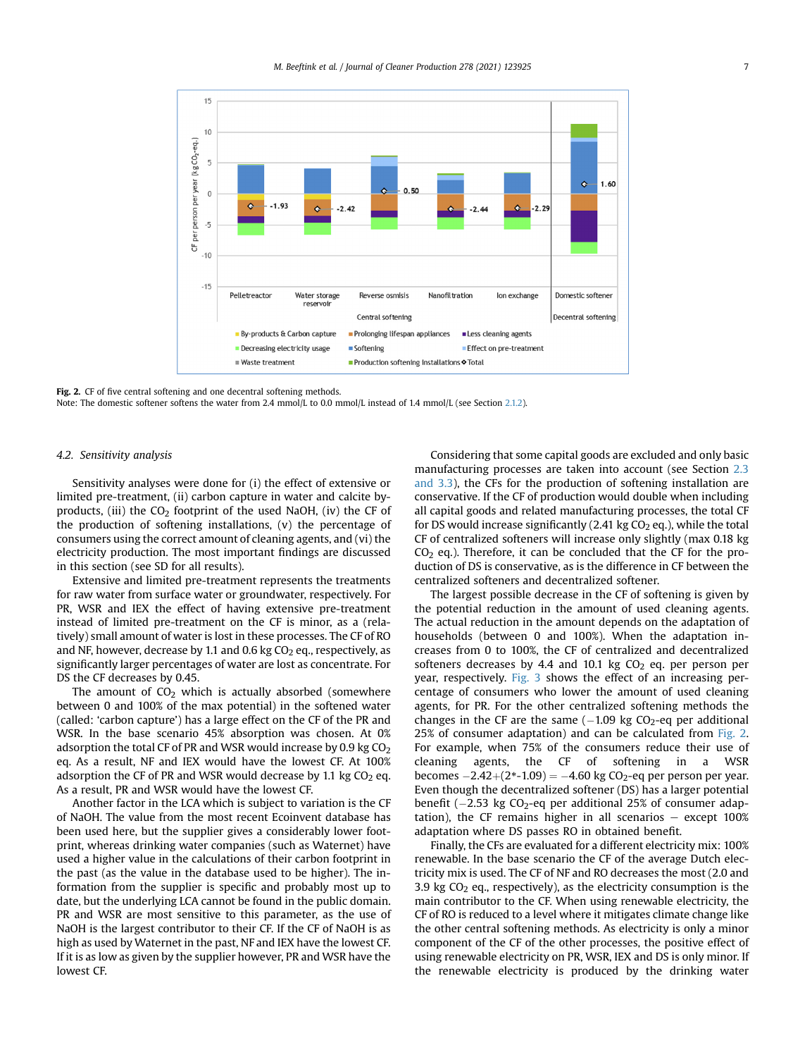**Fig. 2.** CF of five central softening and one decentral softening methods.
Note: The domestic softener softens the water from 2.4 mmol/L to 0.0 mmol/L instead of 1.4 mmol/L (see Section 2.1.2).

### 4.2. Sensitivity analysis

Sensitivity analyses were done for (i) the effect of extensive or limited pre-treatment, (ii) carbon capture in water and calcite by-products, (iii) the $CO_2$ footprint of the used NaOH, (iv) the CF of the production of softening installations, (v) the percentage of consumers using the correct amount of cleaning agents, and (vi) the electricity production. The most important findings are discussed in this section (see SD for all results).

Extensive and limited pre-treatment represents the treatments for raw water from surface water or groundwater, respectively. For PR, WSR and IEX the effect of having extensive pre-treatment instead of limited pre-treatment on the CF is minor, as a (relatively) small amount of water is lost in these processes. The CF of RO and NF, however, decrease by 1.1 and 0.6 kg $CO_2$ eq., respectively, as significantly larger percentages of water are lost as concentrate. For DS the CF decreases by 0.45.

The amount of $CO_2$ which is actually absorbed (somewhere between 0 and 100% of the max potential) in the softened water (called: 'carbon capture') has a large effect on the CF of the PR and WSR. In the base scenario 45% absorption was chosen. At 0% adsorption the total CF of PR and WSR would increase by 0.9 kg $CO_2$ eq. As a result, NF and IEX would have the lowest CF. At 100% adsorption the CF of PR and WSR would decrease by 1.1 kg $CO_2$ eq. As a result, PR and WSR would have the lowest CF.

Another factor in the LCA which is subject to variation is the CF of NaOH. The value from the most recent Ecoinvent database has been used here, but the supplier gives a considerably lower footprint, whereas drinking water companies (such as Waternet) have used a higher value in the calculations of their carbon footprint in the past (as the value in the database used to be higher). The information from the supplier is specific and probably most up to date, but the underlying LCA cannot be found in the public domain. PR and WSR are most sensitive to this parameter, as the use of NaOH is the largest contributor to their CF. If the CF of NaOH is as high as used by Waternet in the past, NF and IEX have the lowest CF. If it is as low as given by the supplier however, PR and WSR have the lowest CF.

Considering that some capital goods are excluded and only basic manufacturing processes are taken into account (see Section 2.3 and 3.3), the CFs for the production of softening installation are conservative. If the CF of production would double when including all capital goods and related manufacturing processes, the total CF for DS would increase significantly (2.41 kg $CO_2$ eq.), while the total CF of centralized softeners will increase only slightly (max 0.18 kg $CO_2$ eq.). Therefore, it can be concluded that the CF for the production of DS is conservative, as is the difference in CF between the centralized softeners and decentralized softener.

The largest possible decrease in the CF of softening is given by the potential reduction in the amount of used cleaning agents. The actual reduction in the amount depends on the adaptation of households (between 0 and 100%). When the adaptation increases from 0 to 100%, the CF of centralized and decentralized softeners decreases by 4.4 and 10.1 kg $CO_2$ eq. per person per year, respectively. Fig. 3 shows the effect of an increasing percentage of consumers who lower the amount of used cleaning agents, for PR. For the other centralized softening methods the changes in the CF are the same ($-1.09$ kg $CO_2$-eq per additional 25% of consumer adaptation) and can be calculated from Fig. 2. For example, when 75% of the consumers reduce their use of cleaning agents, the CF of softening in a WSR becomes $-2.42+(2^*-1.09) = -4.60$ kg $CO_2$-eq per person per year. Even though the decentralized softener (DS) has a larger potential benefit ($-2.53$ kg $CO_2$-eq per additional 25% of consumer adaptation), the CF remains higher in all scenarios – except 100% adaptation where DS passes RO in obtained benefit.

Finally, the CFs are evaluated for a different electricity mix: 100% renewable. In the base scenario the CF of the average Dutch electricity mix is used. The CF of NF and RO decreases the most (2.0 and 3.9 kg $CO_2$ eq., respectively), as the electricity consumption is the main contributor to the CF. When using renewable electricity, the CF of RO is reduced to a level where it mitigates climate change like the other central softening methods. As electricity is only a minor component of the CF of the other processes, the positive effect of using renewable electricity on PR, WSR, IEX and DS is only minor. If the renewable electricity is produced by the drinking water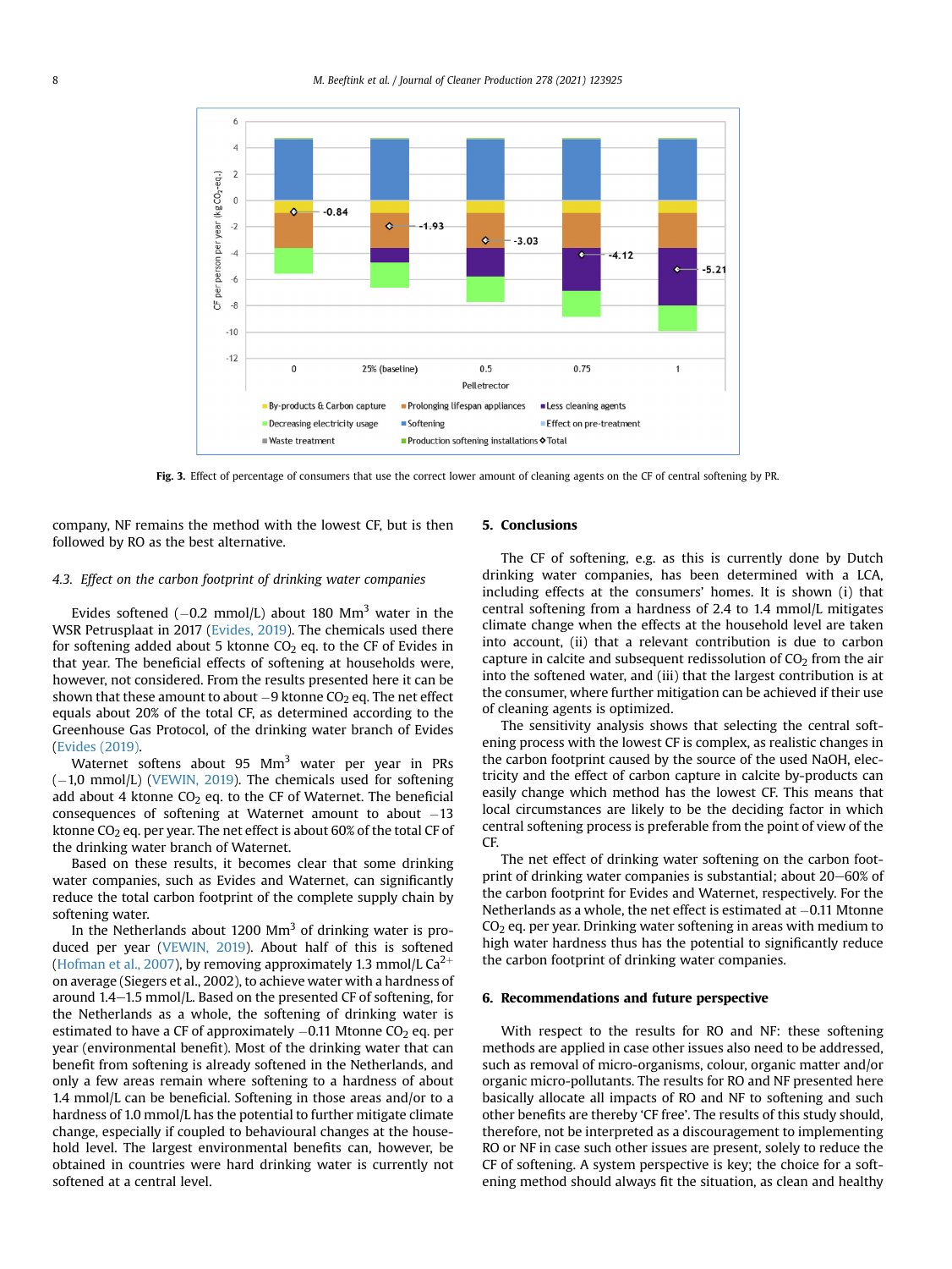Fig. 3. Effect of percentage of consumers that use the correct lower amount of cleaning agents on the CF of central softening by PR.

company, NF remains the method with the lowest CF, but is then followed by RO as the best alternative.

### 4.3. Effect on the carbon footprint of drinking water companies

Evides softened (−0.2 mmol/L) about 180 $Mm^3$ water in the WSR Petrusplaat in 2017 (Evides, 2019). The chemicals used there for softening added about 5 ktonne $CO_2$ eq. to the CF of Evides in that year. The beneficial effects of softening at households were, however, not considered. From the results presented here it can be shown that these amount to about −9 ktonne $CO_2$ eq. The net effect equals about 20% of the total CF, as determined according to the Greenhouse Gas Protocol, of the drinking water branch of Evides (Evides (2019).

Waternet softens about 95 $Mm^3$ water per year in PRs (−1,0 mmol/L) (VEWIN, 2019). The chemicals used for softening add about 4 ktonne $CO_2$ eq. to the CF of Waternet. The beneficial consequences of softening at Waternet amount to about −13 ktonne $CO_2$ eq. per year. The net effect is about 60% of the total CF of the drinking water branch of Waternet.

Based on these results, it becomes clear that some drinking water companies, such as Evides and Waternet, can significantly reduce the total carbon footprint of the complete supply chain by softening water.

In the Netherlands about 1200 $Mm^3$ of drinking water is produced per year (VEWIN, 2019). About half of this is softened (Hofman et al., 2007), by removing approximately 1.3 mmol/L $Ca^{2+}$ on average (Siegers et al., 2002), to achieve water with a hardness of around 1.4–1.5 mmol/L. Based on the presented CF of softening, for the Netherlands as a whole, the softening of drinking water is estimated to have a CF of approximately −0.11 Mtonne $CO_2$ eq. per year (environmental benefit). Most of the drinking water that can benefit from softening is already softened in the Netherlands, and only a few areas remain where softening to a hardness of about 1.4 mmol/L can be beneficial. Softening in those areas and/or to a hardness of 1.0 mmol/L has the potential to further mitigate climate change, especially if coupled to behavioural changes at the household level. The largest environmental benefits can, however, be obtained in countries were hard drinking water is currently not softened at a central level.

## 5. Conclusions

The CF of softening, e.g. as this is currently done by Dutch drinking water companies, has been determined with a LCA, including effects at the consumers' homes. It is shown (i) that central softening from a hardness of 2.4 to 1.4 mmol/L mitigates climate change when the effects at the household level are taken into account, (ii) that a relevant contribution is due to carbon capture in calcite and subsequent redissolution of $CO_2$ from the air into the softened water, and (iii) that the largest contribution is at the consumer, where further mitigation can be achieved if their use of cleaning agents is optimized.

The sensitivity analysis shows that selecting the central softening process with the lowest CF is complex, as realistic changes in the carbon footprint caused by the source of the used NaOH, electricity and the effect of carbon capture in calcite by-products can easily change which method has the lowest CF. This means that local circumstances are likely to be the deciding factor in which central softening process is preferable from the point of view of the CF.

The net effect of drinking water softening on the carbon footprint of drinking water companies is substantial; about 20–60% of the carbon footprint for Evides and Waternet, respectively. For the Netherlands as a whole, the net effect is estimated at −0.11 Mtonne $CO_2$ eq. per year. Drinking water softening in areas with medium to high water hardness thus has the potential to significantly reduce the carbon footprint of drinking water companies.

## 6. Recommendations and future perspective

With respect to the results for RO and NF: these softening methods are applied in case other issues also need to be addressed, such as removal of micro-organisms, colour, organic matter and/or organic micro-pollutants. The results for RO and NF presented here basically allocate all impacts of RO and NF to softening and such other benefits are thereby 'CF free'. The results of this study should, therefore, not be interpreted as a discouragement to implementing RO or NF in case such other issues are present, solely to reduce the CF of softening. A system perspective is key; the choice for a softening method should always fit the situation, as clean and healthy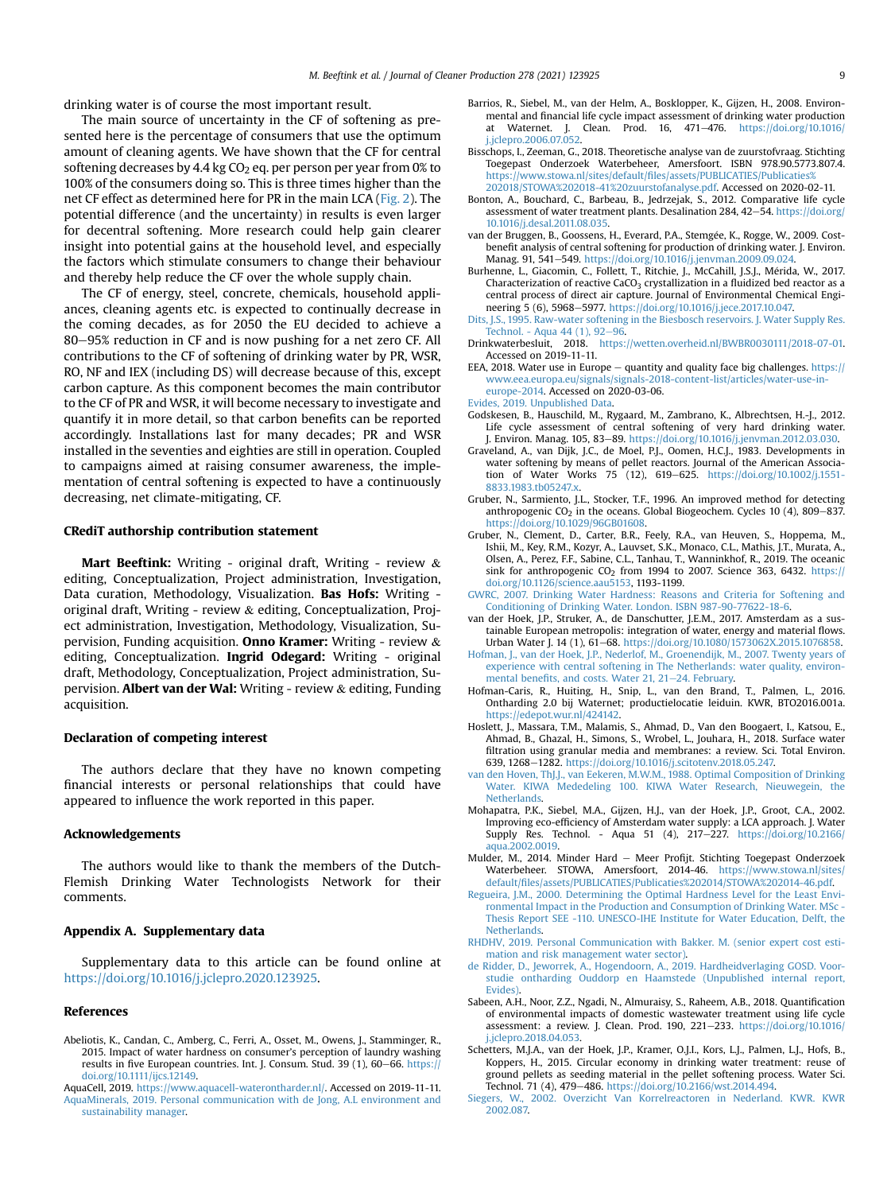drinking water is of course the most important result.

The main source of uncertainty in the CF of softening as presented here is the percentage of consumers that use the optimum amount of cleaning agents. We have shown that the CF for central softening decreases by 4.4 kg $CO_2$ eq. per person per year from 0% to 100% of the consumers doing so. This is three times higher than the net CF effect as determined here for PR in the main LCA (Fig. 2). The potential difference (and the uncertainty) in results is even larger for decentral softening. More research could help gain clearer insight into potential gains at the household level, and especially the factors which stimulate consumers to change their behaviour and thereby help reduce the CF over the whole supply chain.

The CF of energy, steel, concrete, chemicals, household appliances, cleaning agents etc. is expected to continually decrease in the coming decades, as for 2050 the EU decided to achieve a 80–95% reduction in CF and is now pushing for a net zero CF. All contributions to the CF of softening of drinking water by PR, WSR, RO, NF and IEX (including DS) will decrease because of this, except carbon capture. As this component becomes the main contributor to the CF of PR and WSR, it will become necessary to investigate and quantify it in more detail, so that carbon benefits can be reported accordingly. Installations last for many decades; PR and WSR installed in the seventies and eighties are still in operation. Coupled to campaigns aimed at raising consumer awareness, the implementation of central softening is expected to have a continuously decreasing, net climate-mitigating, CF.

## CRediT authorship contribution statement

**Mart Beeftink:** Writing - original draft, Writing - review & editing, Conceptualization, Project administration, Investigation, Data curation, Methodology, Visualization. **Bas Hofs:** Writing - original draft, Writing - review & editing, Conceptualization, Project administration, Investigation, Methodology, Visualization, Supervision, Funding acquisition. **Onno Kramer:** Writing - review & editing, Conceptualization. **Ingrid Odegard:** Writing - original draft, Methodology, Conceptualization, Project administration, Supervision. **Albert van der Wal:** Writing - review & editing, Funding acquisition.

## Declaration of competing interest

The authors declare that they have no known competing financial interests or personal relationships that could have appeared to influence the work reported in this paper.

## Acknowledgements

The authors would like to thank the members of the Dutch-Flemish Drinking Water Technologists Network for their comments.

## Appendix A. Supplementary data

Supplementary data to this article can be found online at https://doi.org/10.1016/j.jclepro.2020.123925.

## References

Abeliotis, K., Candan, C., Amberg, C., Ferri, A., Osset, M., Owens, J., Stamminger, R., 2015. Impact of water hardness on consumer's perception of laundry washing results in five European countries. Int. J. Consum. Stud. 39 (1), 60–66. https://doi.org/10.1111/ijcs.12149.

AquaCell, 2019. https://www.aquacell-waterontharder.nl/. Accessed on 2019-11-11.

AquaMinerals, 2019. Personal communication with de Jong, A.L environment and sustainability manager.

Barrios, R., Siebel, M., van der Helm, A., Bosklopper, K., Gijzen, H., 2008. Environmental and financial life cycle impact assessment of drinking water production at Waternet. J. Clean. Prod. 16, 471–476. https://doi.org/10.1016/j.jclepro.2006.07.052.

Bisschops, I., Zeeman, G., 2018. Theoretische analyse van de zuurstofvraag. Stichting Toegepast Onderzoek Waterbeheer, Amersfoort. ISBN 978.90.5773.807.4. https://www.stowa.nl/sites/default/files/assets/PUBLICATIES/Publicaties%202018/STOWA%202018-41%20zuurstofanalyse.pdf. Accessed on 2020-02-11.

Bonton, A., Bouchard, C., Barbeau, B., Jedrzejak, S., 2012. Comparative life cycle assessment of water treatment plants. Desalination 284, 42–54. https://doi.org/10.1016/j.desal.2011.08.035.

van der Bruggen, B., Goossens, H., Everard, P.A., Stemgée, K., Rogge, W., 2009. Cost-benefit analysis of central softening for production of drinking water. J. Environ. Manag. 91, 541–549. https://doi.org/10.1016/j.jenvman.2009.09.024.

Burhenne, L., Giacomin, C., Follett, T., Ritchie, J., McCahill, J.S.J., Mérida, W., 2017. Characterization of reactive $CaCO_3$ crystallization in a fluidized bed reactor as a central process of direct air capture. Journal of Environmental Chemical Engineering 5 (6), 5968–5977. https://doi.org/10.1016/j.jece.2017.10.047.

Dits, J.S., 1995. Raw-water softening in the Biesbosch reservoirs. J. Water Supply Res. Technol. - Aqua 44 (1), 92–96.

Drinkwaterbesluit, 2018. https://wetten.overheid.nl/BWBR0030111/2018-07-01. Accessed on 2019-11-11.

EEA, 2018. Water use in Europe – quantity and quality face big challenges. https://www.eea.europa.eu/signals/signals-2018-content-list/articles/water-use-in-europe-2014. Accessed on 2020-03-06.

Evides, 2019. Unpublished Data.

Godskesen, B., Hauschild, M., Rygaard, M., Zambrano, K., Albrechtsen, H.-J., 2012. Life cycle assessment of central softening of very hard drinking water. J. Environ. Manag. 105, 83–89. https://doi.org/10.1016/j.jenvman.2012.03.030.

Graveland, A., van Dijk, J.C., de Moel, P.J., Oomen, H.C.J., 1983. Developments in water softening by means of pellet reactors. Journal of the American Association of Water Works 75 (12), 619–625. https://doi.org/10.1002/j.1551-8833.1983.tb05247.x.

Gruber, N., Sarmiento, J.L., Stocker, T.F., 1996. An improved method for detecting anthropogenic $CO_2$ in the oceans. Global Biogeochem. Cycles 10 (4), 809–837. https://doi.org/10.1029/96GB01608.

Gruber, N., Clement, D., Carter, B.R., Feely, R.A., van Heuven, S., Hoppema, M., Ishii, M., Key, R.M., Kozyr, A., Lauvset, S.K., Monaco, C.L., Mathis, J.T., Murata, A., Olsen, A., Perez, F.F., Sabine, C.L., Tanhau, T., Wanninkhof, R., 2019. The oceanic sink for anthropogenic $CO_2$ from 1994 to 2007. Science 363, 6432. https://doi.org/10.1126/science.aau5153, 1193-1199.

GWRC, 2007. Drinking Water Hardness: Reasons and Criteria for Softening and Conditioning of Drinking Water. London. ISBN 987-90-77622-18-6.

van der Hoek, J.P., Struker, A., de Danschutter, J.E.M., 2017. Amsterdam as a sustainable European metropolis: integration of water, energy and material flows. Urban Water J. 14 (1), 61–68. https://doi.org/10.1080/1573062X.2015.1076858.

Hofman, J., van der Hoek, J.P., Nederlof, M., Groenendijk, M., 2007. Twenty years of experience with central softening in The Netherlands: water quality, environmental benefits, and costs. Water 21, 21–24. February.

Hofman-Caris, R., Huiting, H., Snip, L., van den Brand, T., Palmen, L., 2016. Ontharding 2.0 bij Waternet; productielocatie leiduin. KWR, BTO2016.001a. https://edepot.wur.nl/424142.

Hoslett, J., Massara, T.M., Malamis, S., Ahmad, D., Van den Boogaert, I., Katsou, E., Ahmad, B., Ghazal, H., Simons, S., Wrobel, L., Jouhara, H., 2018. Surface water filtration using granular media and membranes: a review. Sci. Total Environ. 639, 1268–1282. https://doi.org/10.1016/j.scitotenv.2018.05.247.

van den Hoven, Th.J.J., van Eekeren, M.W.M., 1988. Optimal Composition of Drinking Water. KIWA Mededeling 100. KIWA Water Research, Nieuwegein, the Netherlands.

Mohapatra, P.K., Siebel, M.A., Gijzen, H.J., van der Hoek, J.P., Groot, C.A., 2002. Improving eco-efficiency of Amsterdam water supply: a LCA approach. J. Water Supply Res. Technol. - Aqua 51 (4), 217–227. https://doi.org/10.2166/aqua.2002.0019.

Mulder, M., 2014. Minder Hard – Meer Profijt. Stichting Toegepast Onderzoek Waterbeheer. STOWA, Amersfoort, 2014-46. https://www.stowa.nl/sites/default/files/assets/PUBLICATIES/Publicaties%202014/STOWA%202014-46.pdf.

Regueira, J.M., 2000. Determining the Optimal Hardness Level for the Least Environmental Impact in the Production and Consumption of Drinking Water. MSc - Thesis Report SEE -110. UNESCO-IHE Institute for Water Education, Delft, the Netherlands.

RHDHV, 2019. Personal Communication with Bakker. M. (senior expert cost estimation and risk management water sector).

de Ridder, D., Jeworrek, A., Hogendoorn, A., 2019. Hardheidverlaging GOSD. Voorstudie ontharding Ouddorp en Haamstede (Unpublished internal report, Evides).

Sabeen, A.H., Noor, Z.Z., Ngadi, N., Almuraisy, S., Raheem, A.B., 2018. Quantification of environmental impacts of domestic wastewater treatment using life cycle assessment: a review. J. Clean. Prod. 190, 221–233. https://doi.org/10.1016/j.jclepro.2018.04.053.

Schetters, M.J.A., van der Hoek, J.P., Kramer, O.J.I., Kors, L.J., Palmen, L.J., Hofs, B., Koppers, H., 2015. Circular economy in drinking water treatment: reuse of ground pellets as seeding material in the pellet softening process. Water Sci. Technol. 71 (4), 479–486. https://doi.org/10.2166/wst.2014.494.

Siegers, W., 2002. Overzicht Van Korrelreactoren in Nederland. KWR. KWR 2002.087.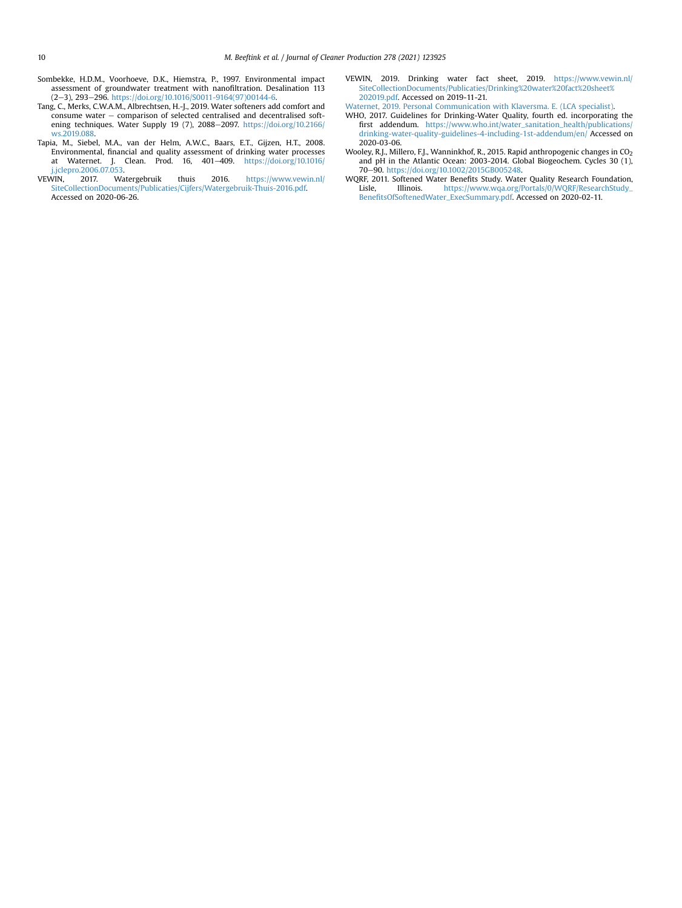Sombekke, H.D.M., Voorhoeve, D.K., Hiemstra, P., 1997. Environmental impact assessment of groundwater treatment with nanofiltration. Desalination 113 (2–3), 293–296. https://doi.org/10.1016/S0011-9164(97)00144-6.

Tang, C., Merks, C.W.A.M., Albrechtsen, H.-J., 2019. Water softeners add comfort and consume water – comparison of selected centralised and decentralised softening techniques. Water Supply 19 (7), 2088–2097. https://doi.org/10.2166/ws.2019.088.

Tapia, M., Siebel, M.A., van der Helm, A.W.C., Baars, E.T., Gijzen, H.T., 2008. Environmental, financial and quality assessment of drinking water processes at Waternet. J. Clean. Prod. 16, 401–409. https://doi.org/10.1016/j.jclepro.2006.07.053.

VEWIN, 2017. Watergebruik thuis 2016. https://www.vewin.nl/SiteCollectionDocuments/Publicaties/Cijfers/Watergebruik-Thuis-2016.pdf. Accessed on 2020-06-26.

VEWIN, 2019. Drinking water fact sheet, 2019. https://www.vewin.nl/SiteCollectionDocuments/Publicaties/Drinking%20water%20fact%20sheet%202019.pdf. Accessed on 2019-11-21.

Waternet, 2019. Personal Communication with Klaversma. E. (LCA specialist).

WHO, 2017. Guidelines for Drinking-Water Quality, fourth ed. incorporating the first addendum. https://www.who.int/water_sanitation_health/publications/drinking-water-quality-guidelines-4-including-1st-addendum/en/ Accessed on 2020-03-06.

Wooley, R.J., Millero, F.J., Wanninkhof, R., 2015. Rapid anthropogenic changes in $CO_2$ and pH in the Atlantic Ocean: 2003-2014. Global Biogeochem. Cycles 30 (1), 70–90. https://doi.org/10.1002/2015GB005248.

WQRF, 2011. Softened Water Benefits Study. Water Quality Research Foundation, Lisle, Illinois. https://www.wqa.org/Portals/0/WQRF/ResearchStudy_BenefitsOfSoftenedWater_ExecSummary.pdf. Accessed on 2020-02-11.